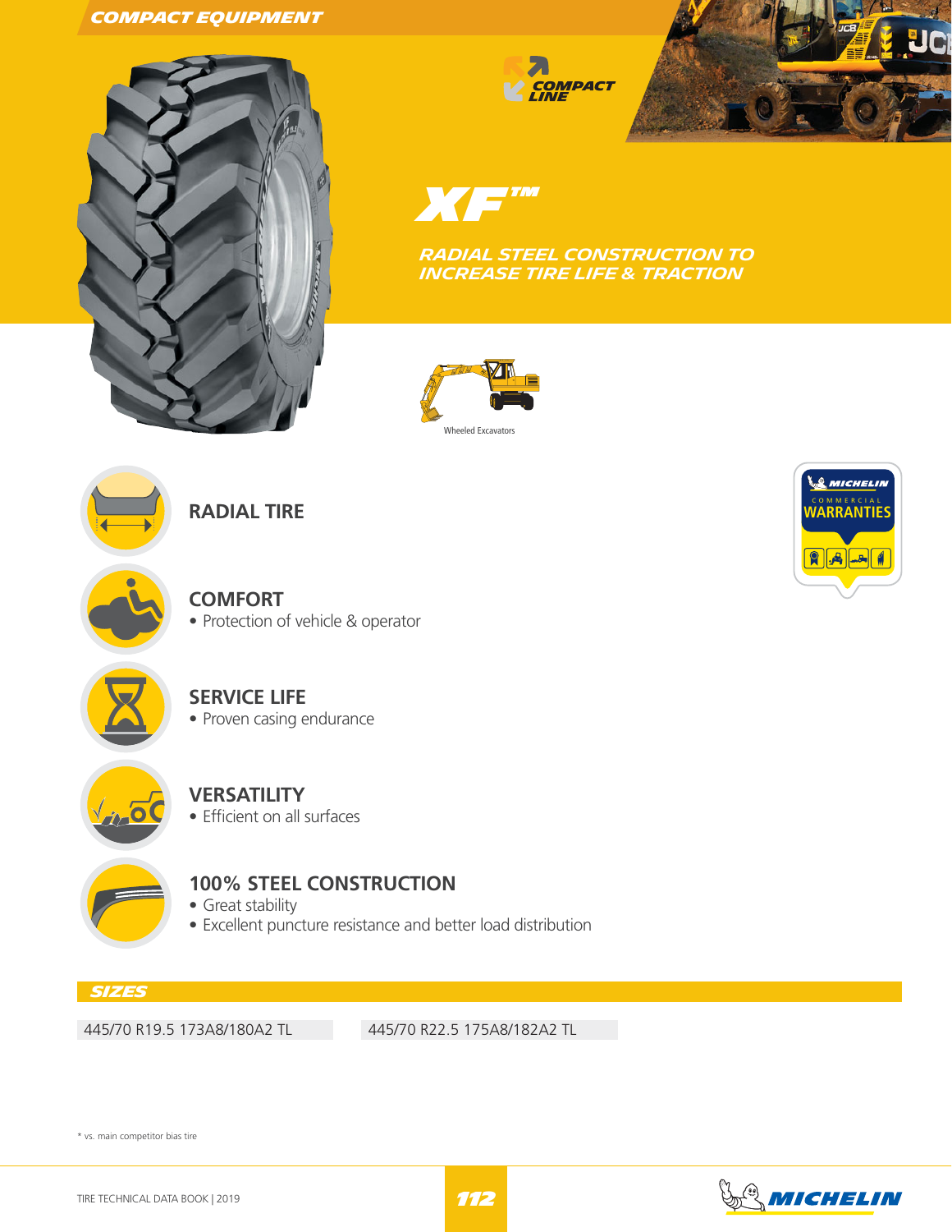# XF™

## RADIAL STEEL CONSTRUCTION TO INCREASE TIRE LIFE & TRACTION

COMPACT LINE

Wheeled Excavators

### RADIAL TIRE

### COMFORT
- Protection of vehicle & operator

### SERVICE LIFE
- Proven casing endurance

### VERSATILITY
- Efficient on all surfaces

### 100% STEEL CONSTRUCTION
- Great stability
- Excellent puncture resistance and better load distribution

MICHELIN COMMERCIAL WARRANTIES

## SIZES

| | |
|---|---|
| 445/70 R19.5 173A8/180A2 TL | 445/70 R22.5 175A8/182A2 TL |

* vs. main competitor bias tire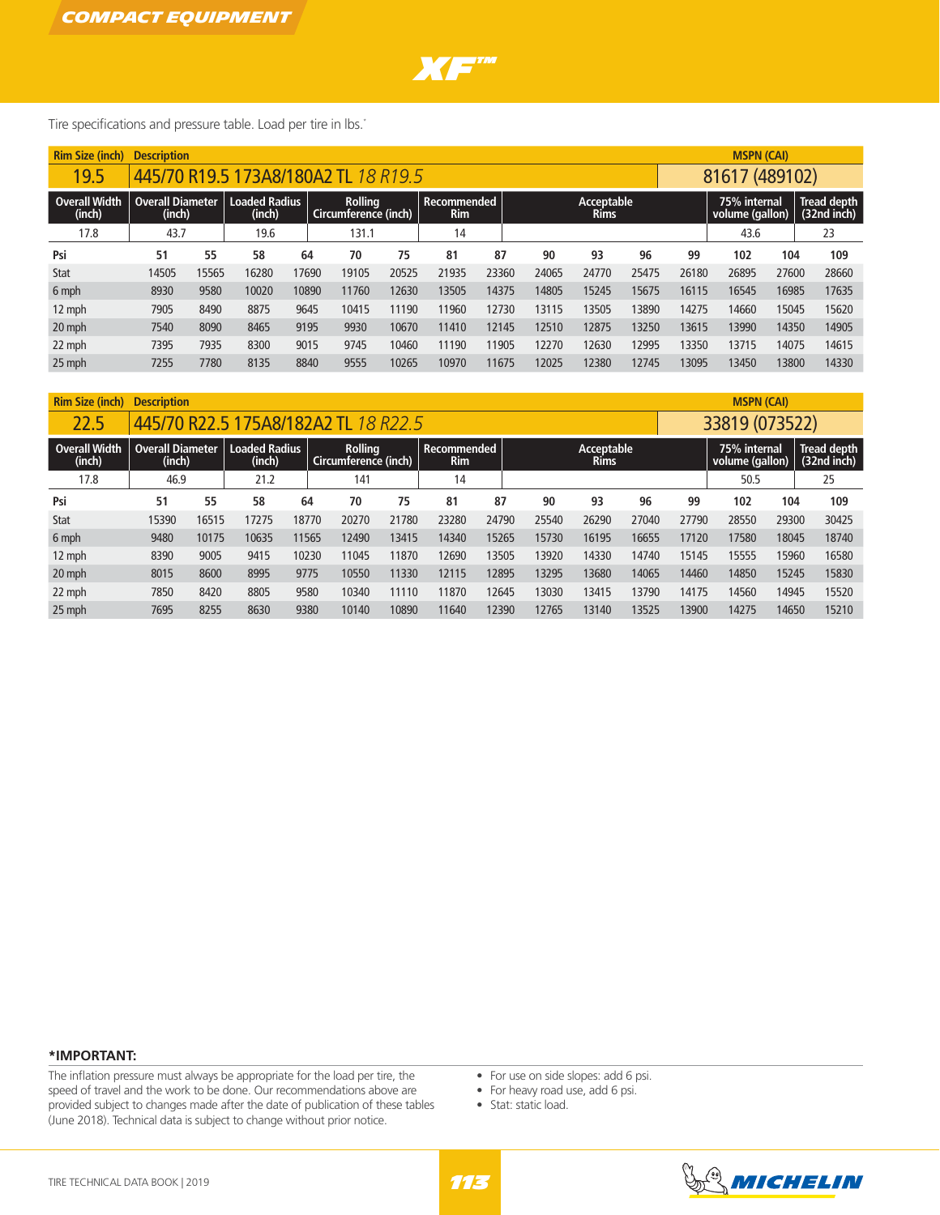COMPACT EQUIPMENT

# XF™

Tire specifications and pressure table. Load per tire in lbs.*

| Rim Size (inch) | Description | | | MSPN (CAI) | |
|---|---|---|---|---|---|
| 19.5 | 445/70 R19.5 173A8/180A2 TL *18 R19.5* | | | 81617 (489102) | |
| Overall Width (inch) | Overall Diameter (inch) | Loaded Radius (inch) | Rolling Circumference (inch) | Recommended Rim | Acceptable Rims | 75% internal volume (gallon) | Tread depth (32nd inch) |
| 17.8 | 43.7 | 19.6 | 131.1 | 14 | | 43.6 | 23 |

| Psi | 51 | 55 | 58 | 64 | 70 | 75 | 81 | 87 | 90 | 93 | 96 | 99 | 102 | 104 | 109 |
|---|---|---|---|---|---|---|---|---|---|---|---|---|---|---|---|
| Stat | 14505 | 15565 | 16280 | 17690 | 19105 | 20525 | 21935 | 23360 | 24065 | 24770 | 25475 | 26180 | 26895 | 27600 | 28660 |
| 6 mph | 8930 | 9580 | 10020 | 10890 | 11760 | 12630 | 13505 | 14375 | 14805 | 15245 | 15675 | 16115 | 16545 | 16985 | 17635 |
| 12 mph | 7905 | 8490 | 8875 | 9645 | 10415 | 11190 | 11960 | 12730 | 13115 | 13505 | 13890 | 14275 | 14660 | 15045 | 15620 |
| 20 mph | 7540 | 8090 | 8465 | 9195 | 9930 | 10670 | 11410 | 12145 | 12510 | 12875 | 13250 | 13615 | 13990 | 14350 | 14905 |
| 22 mph | 7395 | 7935 | 8300 | 9015 | 9745 | 10460 | 11190 | 11905 | 12270 | 12630 | 12995 | 13350 | 13715 | 14075 | 14615 |
| 25 mph | 7255 | 7780 | 8135 | 8840 | 9555 | 10265 | 10970 | 11675 | 12025 | 12380 | 12745 | 13095 | 13450 | 13800 | 14330 |

| Rim Size (inch) | Description | | | MSPN (CAI) | |
|---|---|---|---|---|---|
| 22.5 | 445/70 R22.5 175A8/182A2 TL *18 R22.5* | | | 33819 (073522) | |
| Overall Width (inch) | Overall Diameter (inch) | Loaded Radius (inch) | Rolling Circumference (inch) | Recommended Rim | Acceptable Rims | 75% internal volume (gallon) | Tread depth (32nd inch) |
| 17.8 | 46.9 | 21.2 | 141 | 14 | | 50.5 | 25 |

| Psi | 51 | 55 | 58 | 64 | 70 | 75 | 81 | 87 | 90 | 93 | 96 | 99 | 102 | 104 | 109 |
|---|---|---|---|---|---|---|---|---|---|---|---|---|---|---|---|
| Stat | 15390 | 16515 | 17275 | 18770 | 20270 | 21780 | 23280 | 24790 | 25540 | 26290 | 27040 | 27790 | 28550 | 29300 | 30425 |
| 6 mph | 9480 | 10175 | 10635 | 11565 | 12490 | 13415 | 14340 | 15265 | 15730 | 16195 | 16655 | 17120 | 17580 | 18045 | 18740 |
| 12 mph | 8390 | 9005 | 9415 | 10230 | 11045 | 11870 | 12690 | 13505 | 13920 | 14330 | 14740 | 15145 | 15555 | 15960 | 16580 |
| 20 mph | 8015 | 8600 | 8995 | 9775 | 10550 | 11330 | 12115 | 12895 | 13295 | 13680 | 14065 | 14460 | 14850 | 15245 | 15830 |
| 22 mph | 7850 | 8420 | 8805 | 9580 | 10340 | 11110 | 11870 | 12645 | 13030 | 13415 | 13790 | 14175 | 14560 | 14945 | 15520 |
| 25 mph | 7695 | 8255 | 8630 | 9380 | 10140 | 10890 | 11640 | 12390 | 12765 | 13140 | 13525 | 13900 | 14275 | 14650 | 15210 |

**\*IMPORTANT:**

The inflation pressure must always be appropriate for the load per tire, the speed of travel and the work to be done. Our recommendations above are provided subject to changes made after the date of publication of these tables (June 2018). Technical data is subject to change without prior notice.

- For use on side slopes: add 6 psi.
- For heavy road use, add 6 psi.
- Stat: static load.